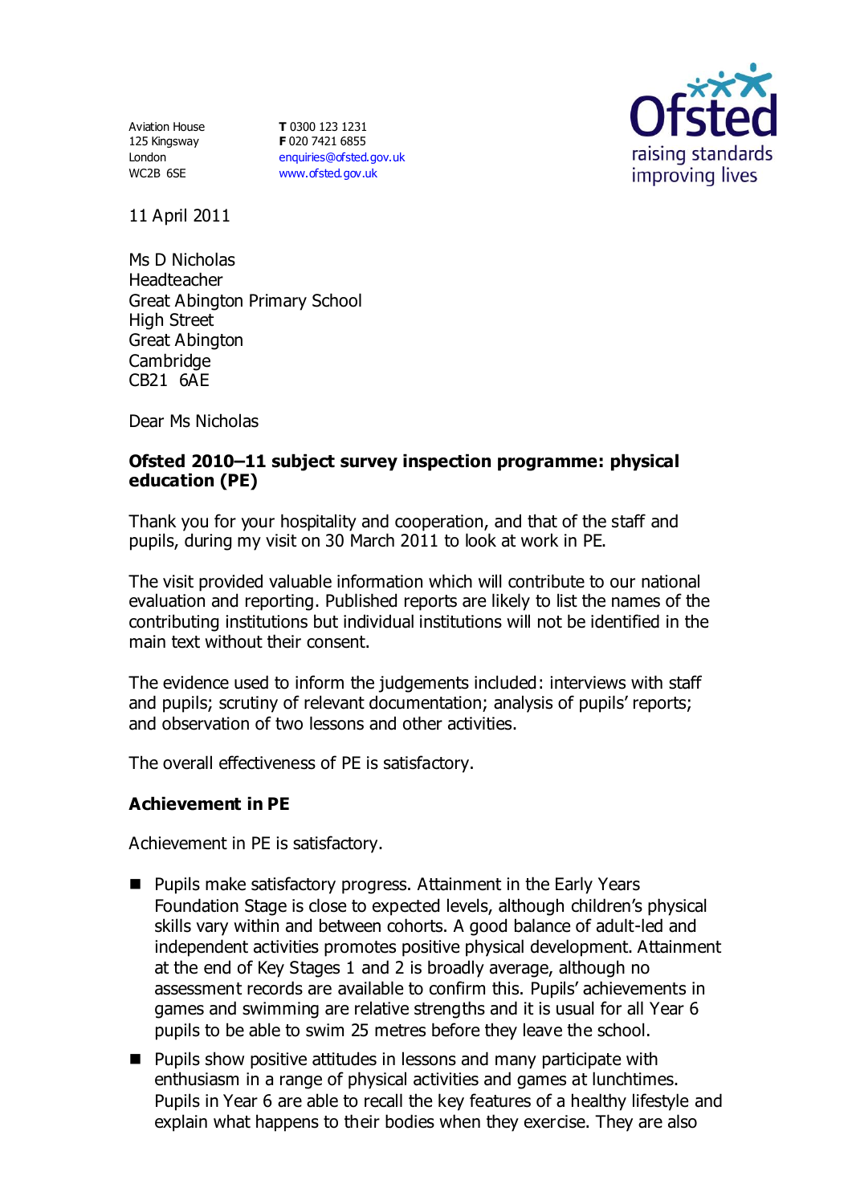Aviation House
125 Kingsway
London
WC2B 6SE

**T** 0300 123 1231
**F** 020 7421 6855
enquiries@ofsted.gov.uk
www.ofsted.gov.uk

Ofsted
raising standards
improving lives

11 April 2011

Ms D Nicholas
Headteacher
Great Abington Primary School
High Street
Great Abington
Cambridge
CB21 6AE

Dear Ms Nicholas

**Ofsted 2010–11 subject survey inspection programme: physical education (PE)**

Thank you for your hospitality and cooperation, and that of the staff and pupils, during my visit on 30 March 2011 to look at work in PE.

The visit provided valuable information which will contribute to our national evaluation and reporting. Published reports are likely to list the names of the contributing institutions but individual institutions will not be identified in the main text without their consent.

The evidence used to inform the judgements included: interviews with staff and pupils; scrutiny of relevant documentation; analysis of pupils' reports; and observation of two lessons and other activities.

The overall effectiveness of PE is satisfactory.

### Achievement in PE

Achievement in PE is satisfactory.

- Pupils make satisfactory progress. Attainment in the Early Years Foundation Stage is close to expected levels, although children's physical skills vary within and between cohorts. A good balance of adult-led and independent activities promotes positive physical development. Attainment at the end of Key Stages 1 and 2 is broadly average, although no assessment records are available to confirm this. Pupils' achievements in games and swimming are relative strengths and it is usual for all Year 6 pupils to be able to swim 25 metres before they leave the school.
- Pupils show positive attitudes in lessons and many participate with enthusiasm in a range of physical activities and games at lunchtimes. Pupils in Year 6 are able to recall the key features of a healthy lifestyle and explain what happens to their bodies when they exercise. They are also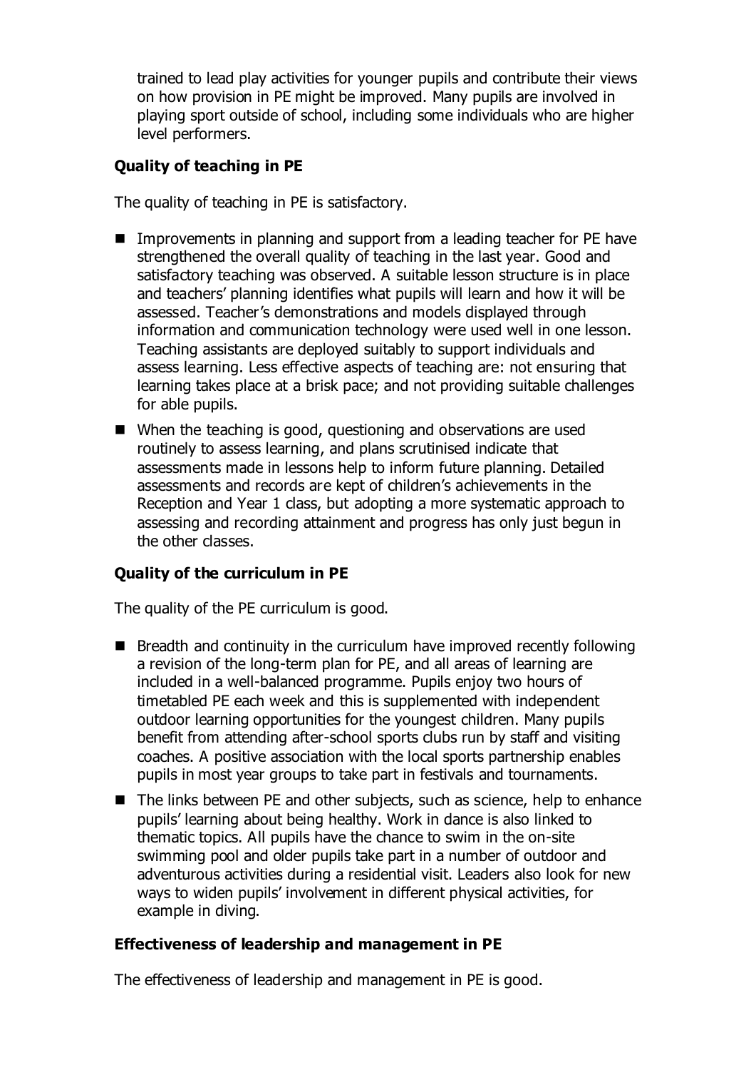trained to lead play activities for younger pupils and contribute their views on how provision in PE might be improved. Many pupils are involved in playing sport outside of school, including some individuals who are higher level performers.

### Quality of teaching in PE

The quality of teaching in PE is satisfactory.

- Improvements in planning and support from a leading teacher for PE have strengthened the overall quality of teaching in the last year. Good and satisfactory teaching was observed. A suitable lesson structure is in place and teachers' planning identifies what pupils will learn and how it will be assessed. Teacher's demonstrations and models displayed through information and communication technology were used well in one lesson. Teaching assistants are deployed suitably to support individuals and assess learning. Less effective aspects of teaching are: not ensuring that learning takes place at a brisk pace; and not providing suitable challenges for able pupils.
- When the teaching is good, questioning and observations are used routinely to assess learning, and plans scrutinised indicate that assessments made in lessons help to inform future planning. Detailed assessments and records are kept of children's achievements in the Reception and Year 1 class, but adopting a more systematic approach to assessing and recording attainment and progress has only just begun in the other classes.

### Quality of the curriculum in PE

The quality of the PE curriculum is good.

- Breadth and continuity in the curriculum have improved recently following a revision of the long-term plan for PE, and all areas of learning are included in a well-balanced programme. Pupils enjoy two hours of timetabled PE each week and this is supplemented with independent outdoor learning opportunities for the youngest children. Many pupils benefit from attending after-school sports clubs run by staff and visiting coaches. A positive association with the local sports partnership enables pupils in most year groups to take part in festivals and tournaments.
- The links between PE and other subjects, such as science, help to enhance pupils' learning about being healthy. Work in dance is also linked to thematic topics. All pupils have the chance to swim in the on-site swimming pool and older pupils take part in a number of outdoor and adventurous activities during a residential visit. Leaders also look for new ways to widen pupils' involvement in different physical activities, for example in diving.

### Effectiveness of leadership and management in PE

The effectiveness of leadership and management in PE is good.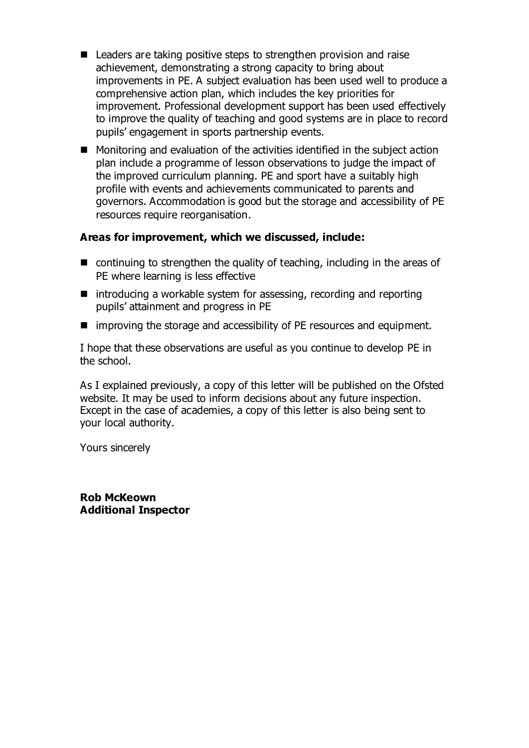- Leaders are taking positive steps to strengthen provision and raise achievement, demonstrating a strong capacity to bring about improvements in PE. A subject evaluation has been used well to produce a comprehensive action plan, which includes the key priorities for improvement. Professional development support has been used effectively to improve the quality of teaching and good systems are in place to record pupils' engagement in sports partnership events.
- Monitoring and evaluation of the activities identified in the subject action plan include a programme of lesson observations to judge the impact of the improved curriculum planning. PE and sport have a suitably high profile with events and achievements communicated to parents and governors. Accommodation is good but the storage and accessibility of PE resources require reorganisation.

**Areas for improvement, which we discussed, include:**

- continuing to strengthen the quality of teaching, including in the areas of PE where learning is less effective
- introducing a workable system for assessing, recording and reporting pupils' attainment and progress in PE
- improving the storage and accessibility of PE resources and equipment.

I hope that these observations are useful as you continue to develop PE in the school.

As I explained previously, a copy of this letter will be published on the Ofsted website. It may be used to inform decisions about any future inspection. Except in the case of academies, a copy of this letter is also being sent to your local authority.

Yours sincerely

**Rob McKeown**
**Additional Inspector**